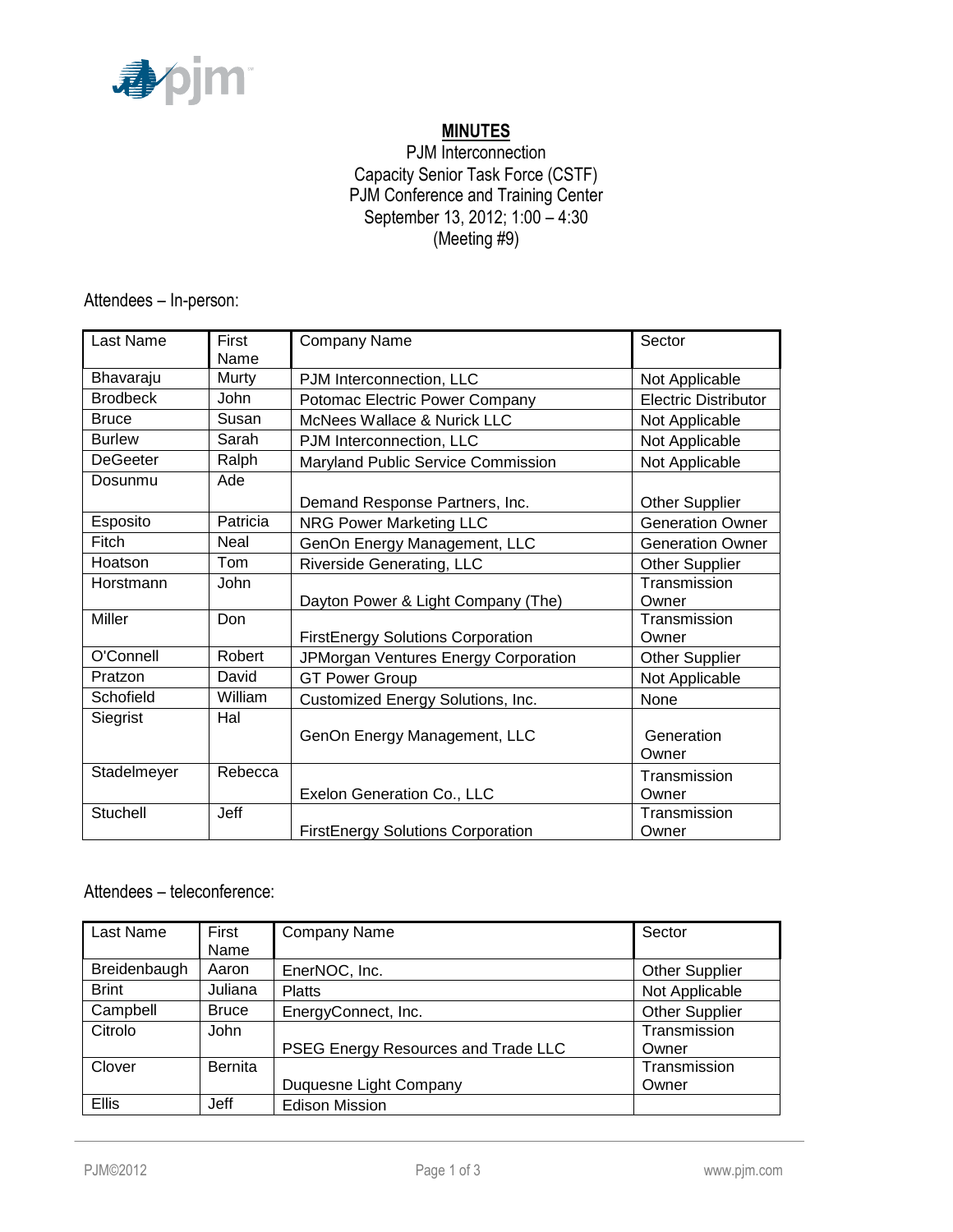# MINUTES

PJM Interconnection
Capacity Senior Task Force (CSTF)
PJM Conference and Training Center
September 13, 2012; 1:00 – 4:30
(Meeting #9)

Attendees – In-person:

| Last Name | First Name | Company Name | Sector |
|---|---|---|---|
| Bhavaraju | Murty | PJM Interconnection, LLC | Not Applicable |
| Brodbeck | John | Potomac Electric Power Company | Electric Distributor |
| Bruce | Susan | McNees Wallace & Nurick LLC | Not Applicable |
| Burlew | Sarah | PJM Interconnection, LLC | Not Applicable |
| DeGeeter | Ralph | Maryland Public Service Commission | Not Applicable |
| Dosunmu | Ade | Demand Response Partners, Inc. | Other Supplier |
| Esposito | Patricia | NRG Power Marketing LLC | Generation Owner |
| Fitch | Neal | GenOn Energy Management, LLC | Generation Owner |
| Hoatson | Tom | Riverside Generating, LLC | Other Supplier |
| Horstmann | John | Dayton Power & Light Company (The) | Transmission Owner |
| Miller | Don | FirstEnergy Solutions Corporation | Transmission Owner |
| O'Connell | Robert | JPMorgan Ventures Energy Corporation | Other Supplier |
| Pratzon | David | GT Power Group | Not Applicable |
| Schofield | William | Customized Energy Solutions, Inc. | None |
| Siegrist | Hal | GenOn Energy Management, LLC | Generation Owner |
| Stadelmeyer | Rebecca | Exelon Generation Co., LLC | Transmission Owner |
| Stuchell | Jeff | FirstEnergy Solutions Corporation | Transmission Owner |

Attendees – teleconference:

| Last Name | First Name | Company Name | Sector |
|---|---|---|---|
| Breidenbaugh | Aaron | EnerNOC, Inc. | Other Supplier |
| Brint | Juliana | Platts | Not Applicable |
| Campbell | Bruce | EnergyConnect, Inc. | Other Supplier |
| Citrolo | John | PSEG Energy Resources and Trade LLC | Transmission Owner |
| Clover | Bernita | Duquesne Light Company | Transmission Owner |
| Ellis | Jeff | Edison Mission | |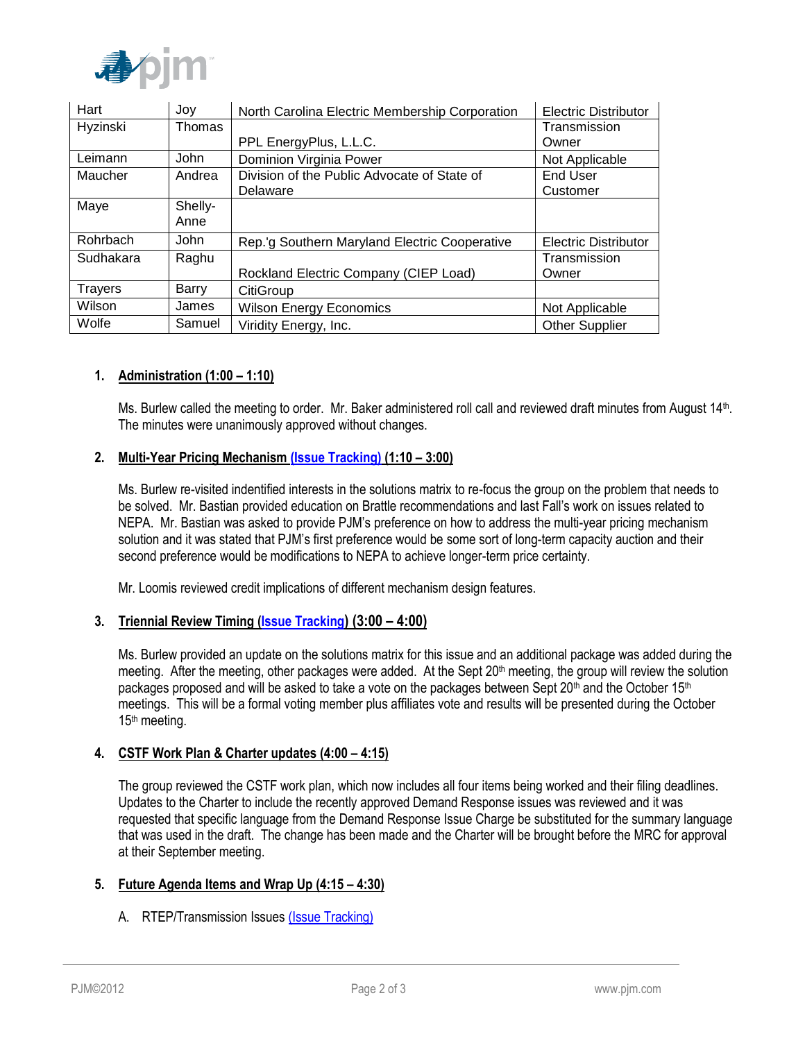| Hart | Joy | North Carolina Electric Membership Corporation | Electric Distributor |
|---|---|---|---|
| Hyzinski | Thomas | PPL EnergyPlus, L.L.C. | Transmission Owner |
| Leimann | John | Dominion Virginia Power | Not Applicable |
| Maucher | Andrea | Division of the Public Advocate of State of Delaware | End User Customer |
| Maye | Shelly-Anne | | |
| Rohrbach | John | Rep.'g Southern Maryland Electric Cooperative | Electric Distributor |
| Sudhakara | Raghu | Rockland Electric Company (CIEP Load) | Transmission Owner |
| Trayers | Barry | CitiGroup | |
| Wilson | James | Wilson Energy Economics | Not Applicable |
| Wolfe | Samuel | Viridity Energy, Inc. | Other Supplier |

1. **Administration (1:00 – 1:10)**

   Ms. Burlew called the meeting to order. Mr. Baker administered roll call and reviewed draft minutes from August 14th. The minutes were unanimously approved without changes.

2. **Multi-Year Pricing Mechanism (Issue Tracking) (1:10 – 3:00)**

   Ms. Burlew re-visited indentified interests in the solutions matrix to re-focus the group on the problem that needs to be solved. Mr. Bastian provided education on Brattle recommendations and last Fall's work on issues related to NEPA. Mr. Bastian was asked to provide PJM's preference on how to address the multi-year pricing mechanism solution and it was stated that PJM's first preference would be some sort of long-term capacity auction and their second preference would be modifications to NEPA to achieve longer-term price certainty.

   Mr. Loomis reviewed credit implications of different mechanism design features.

3. **Triennial Review Timing (Issue Tracking) (3:00 – 4:00)**

   Ms. Burlew provided an update on the solutions matrix for this issue and an additional package was added during the meeting. After the meeting, other packages were added. At the Sept 20th meeting, the group will review the solution packages proposed and will be asked to take a vote on the packages between Sept 20th and the October 15th meetings. This will be a formal voting member plus affiliates vote and results will be presented during the October 15th meeting.

4. **CSTF Work Plan & Charter updates (4:00 – 4:15)**

   The group reviewed the CSTF work plan, which now includes all four items being worked and their filing deadlines. Updates to the Charter to include the recently approved Demand Response issues was reviewed and it was requested that specific language from the Demand Response Issue Charge be substituted for the summary language that was used in the draft. The change has been made and the Charter will be brought before the MRC for approval at their September meeting.

5. **Future Agenda Items and Wrap Up (4:15 – 4:30)**

   A. RTEP/Transmission Issues (Issue Tracking)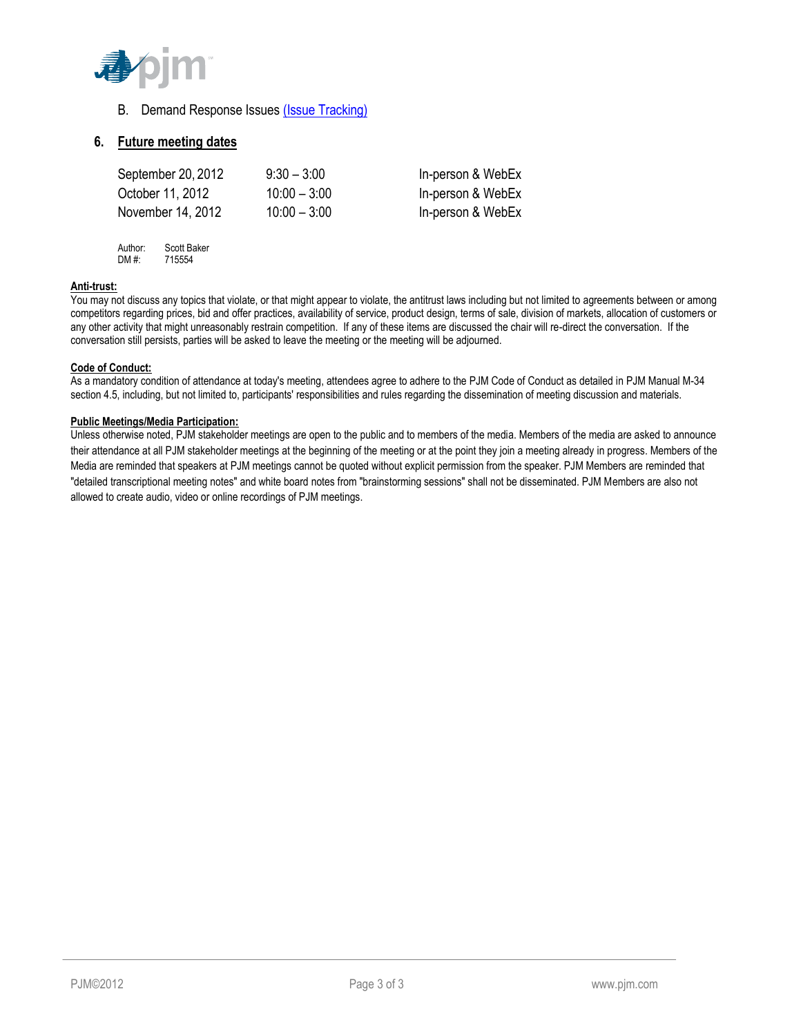B. Demand Response Issues (Issue Tracking)

## 6. Future meeting dates

| | | |
|---|---|---|
| September 20, 2012 | 9:30 – 3:00 | In-person & WebEx |
| October 11, 2012 | 10:00 – 3:00 | In-person & WebEx |
| November 14, 2012 | 10:00 – 3:00 | In-person & WebEx |

Author: Scott Baker
DM #: 715554

**Anti-trust:**
You may not discuss any topics that violate, or that might appear to violate, the antitrust laws including but not limited to agreements between or among competitors regarding prices, bid and offer practices, availability of service, product design, terms of sale, division of markets, allocation of customers or any other activity that might unreasonably restrain competition. If any of these items are discussed the chair will re-direct the conversation. If the conversation still persists, parties will be asked to leave the meeting or the meeting will be adjourned.

**Code of Conduct:**
As a mandatory condition of attendance at today's meeting, attendees agree to adhere to the PJM Code of Conduct as detailed in PJM Manual M-34 section 4.5, including, but not limited to, participants' responsibilities and rules regarding the dissemination of meeting discussion and materials.

**Public Meetings/Media Participation:**
Unless otherwise noted, PJM stakeholder meetings are open to the public and to members of the media. Members of the media are asked to announce their attendance at all PJM stakeholder meetings at the beginning of the meeting or at the point they join a meeting already in progress. Members of the Media are reminded that speakers at PJM meetings cannot be quoted without explicit permission from the speaker. PJM Members are reminded that "detailed transcriptional meeting notes" and white board notes from "brainstorming sessions" shall not be disseminated. PJM Members are also not allowed to create audio, video or online recordings of PJM meetings.